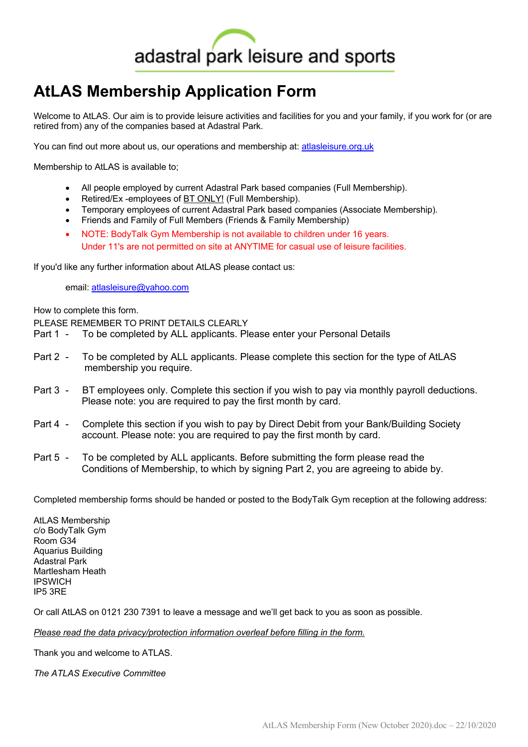adastral park leisure and sports

# AtLAS Membership Application Form

Welcome to AtLAS. Our aim is to provide leisure activities and facilities for you and your family, if you work for (or are retired from) any of the companies based at Adastral Park.

You can find out more about us, our operations and membership at: atlasleisure.org.uk

Membership to AtLAS is available to;

- All people employed by current Adastral Park based companies (Full Membership).
- Retired/Ex -employees of BT ONLY! (Full Membership).
- Temporary employees of current Adastral Park based companies (Associate Membership).
- Friends and Family of Full Members (Friends & Family Membership)
- NOTE: BodyTalk Gym Membership is not available to children under 16 years.
  Under 11's are not permitted on site at ANYTIME for casual use of leisure facilities.

If you'd like any further information about AtLAS please contact us:

email: atlasleisure@yahoo.com

How to complete this form.
PLEASE REMEMBER TO PRINT DETAILS CLEARLY

Part 1 - To be completed by ALL applicants. Please enter your Personal Details

Part 2 - To be completed by ALL applicants. Please complete this section for the type of AtLAS membership you require.

Part 3 - BT employees only. Complete this section if you wish to pay via monthly payroll deductions. Please note: you are required to pay the first month by card.

Part 4 - Complete this section if you wish to pay by Direct Debit from your Bank/Building Society account. Please note: you are required to pay the first month by card.

Part 5 - To be completed by ALL applicants. Before submitting the form please read the Conditions of Membership, to which by signing Part 2, you are agreeing to abide by.

Completed membership forms should be handed or posted to the BodyTalk Gym reception at the following address:

AtLAS Membership
c/o BodyTalk Gym
Room G34
Aquarius Building
Adastral Park
Martlesham Heath
IPSWICH
IP5 3RE

Or call AtLAS on 0121 230 7391 to leave a message and we'll get back to you as soon as possible.

*Please read the data privacy/protection information overleaf before filling in the form.*

Thank you and welcome to ATLAS.

*The ATLAS Executive Committee*

AtLAS Membership Form (New October 2020).doc – 22/10/2020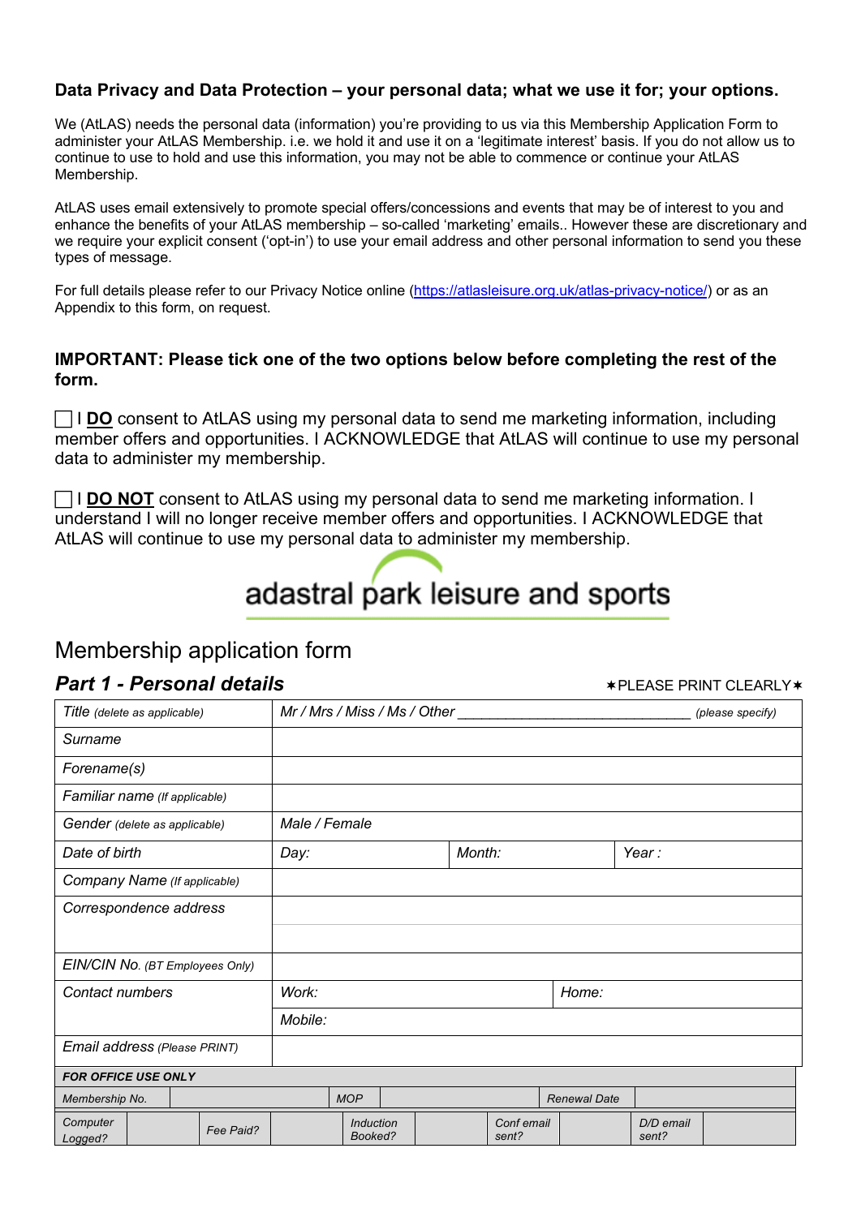### Data Privacy and Data Protection – your personal data; what we use it for; your options.

We (AtLAS) needs the personal data (information) you're providing to us via this Membership Application Form to administer your AtLAS Membership. i.e. we hold it and use it on a 'legitimate interest' basis. If you do not allow us to continue to use to hold and use this information, you may not be able to commence or continue your AtLAS Membership.

AtLAS uses email extensively to promote special offers/concessions and events that may be of interest to you and enhance the benefits of your AtLAS membership – so-called 'marketing' emails.. However these are discretionary and we require your explicit consent ('opt-in') to use your email address and other personal information to send you these types of message.

For full details please refer to our Privacy Notice online ([https://atlasleisure.org.uk/atlas-privacy-notice/](https://atlasleisure.org.uk/atlas-privacy-notice/)) or as an Appendix to this form, on request.

**IMPORTANT: Please tick one of the two options below before completing the rest of the form.**

☐ I **DO** consent to AtLAS using my personal data to send me marketing information, including member offers and opportunities. I ACKNOWLEDGE that AtLAS will continue to use my personal data to administer my membership.

☐ I **DO NOT** consent to AtLAS using my personal data to send me marketing information. I understand I will no longer receive member offers and opportunities. I ACKNOWLEDGE that AtLAS will continue to use my personal data to administer my membership.

adastral park leisure and sports

# Membership application form

## *Part 1 - Personal details*

✱PLEASE PRINT CLEARLY✱

| | | | |
|---|---|---|---|
| *Title (delete as applicable)* | *Mr / Mrs / Miss / Ms / Other ______________________________ (please specify)* | | |
| *Surname* | | | |
| *Forename(s)* | | | |
| *Familiar name (If applicable)* | | | |
| *Gender (delete as applicable)* | *Male / Female* | | |
| *Date of birth* | *Day:* | *Month:* | *Year :* |
| *Company Name (If applicable)* | | | |
| *Correspondence address* | | | |
| | | | |
| *EIN/CIN No. (BT Employees Only)* | | | |
| *Contact numbers* | *Work:* | | *Home:* |
| | *Mobile:* | | |
| *Email address (Please PRINT)* | | | |

| **FOR OFFICE USE ONLY** | | | | | | | | | |
|---|---|---|---|---|---|---|---|---|---|
| *Membership No.* | | *MOP* | | *Renewal Date* | | | | | |
| *Computer Logged?* | | *Fee Paid?* | | *Induction Booked?* | | *Conf email sent?* | | *D/D email sent?* | |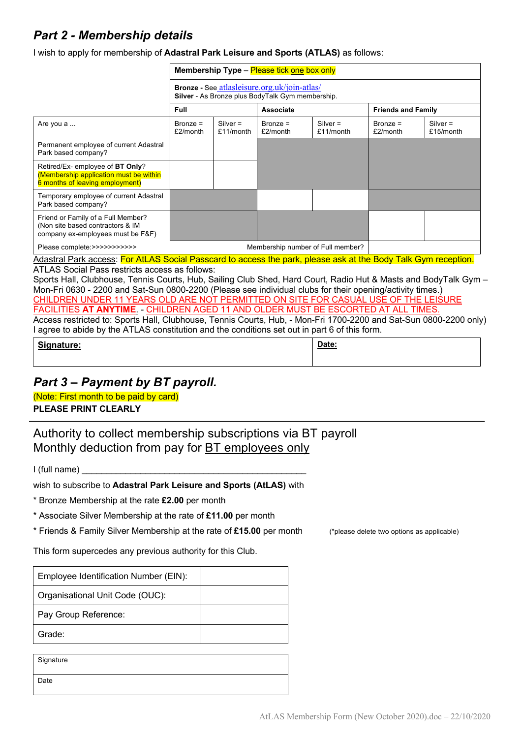## *Part 2 - Membership details*

I wish to apply for membership of **Adastral Park Leisure and Sports (ATLAS)** as follows:

| | **Membership Type** – Please tick one box only | | | | | |
|---|---|---|---|---|---|---|
| | **Bronze** - See atlasleisure.org.uk/join-atlas/ **Silver** - As Bronze plus BodyTalk Gym membership. | | | | | |
| | **Full** | | **Associate** | | **Friends and Family** | |
| Are you a ... | Bronze = £2/month | Silver = £11/month | Bronze = £2/month | Silver = £11/month | Bronze = £2/month | Silver = £15/month |
| Permanent employee of current Adastral Park based company? | | | | | | |
| Retired/Ex- employee of **BT Only**? (Membership application must be within 6 months of leaving employment) | | | | | | |
| Temporary employee of current Adastral Park based company? | | | | | | |
| Friend or Family of a Full Member? (Non site based contractors & IM company ex-employees must be F&F) | | | | | | |
| Please complete:>>>>>>>>>>> | | | Membership number of Full member? | | | |

Adastral Park access: For AtLAS Social Passcard to access the park, please ask at the Body Talk Gym reception.

ATLAS Social Pass restricts access as follows:

Sports Hall, Clubhouse, Tennis Courts, Hub, Sailing Club Shed, Hard Court, Radio Hut & Masts and BodyTalk Gym – Mon-Fri 0630 - 2200 and Sat-Sun 0800-2200 (Please see individual clubs for their opening/activity times.)

CHILDREN UNDER 11 YEARS OLD ARE NOT PERMITTED ON SITE FOR CASUAL USE OF THE LEISURE FACILITIES **AT ANYTIME**. - CHILDREN AGED 11 AND OLDER MUST BE ESCORTED AT ALL TIMES.

Access restricted to: Sports Hall, Clubhouse, Tennis Courts, Hub, - Mon-Fri 1700-2200 and Sat-Sun 0800-2200 only)

I agree to abide by the ATLAS constitution and the conditions set out in part 6 of this form.

| **Signature:** | **Date:** |
|---|---|
| | |

## *Part 3 – Payment by BT payroll.*

(Note: First month to be paid by card)

**PLEASE PRINT CLEARLY**

---

### Authority to collect membership subscriptions via BT payroll
### Monthly deduction from pay for BT employees only

I (full name) ____________________________________________

wish to subscribe to **Adastral Park Leisure and Sports (AtLAS)** with

* Bronze Membership at the rate **£2.00** per month

* Associate Silver Membership at the rate of **£11.00** per month

* Friends & Family Silver Membership at the rate of **£15.00** per month (*please delete two options as applicable)

This form supercedes any previous authority for this Club.

| Employee Identification Number (EIN): | |
|---|---|
| Organisational Unit Code (OUC): | |
| Pay Group Reference: | |
| Grade: | |

| Signature |
|---|
| Date |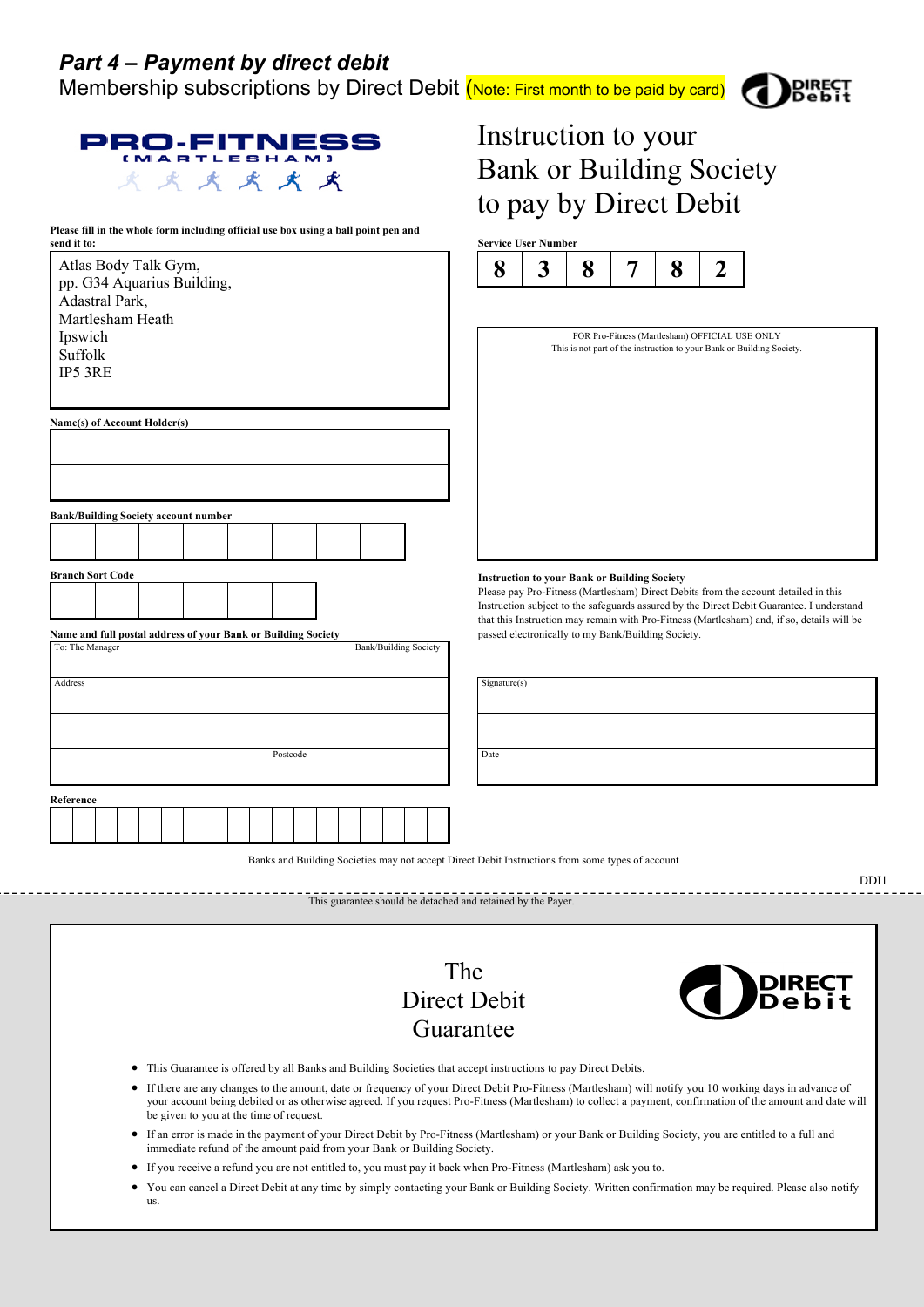## *Part 4 – Payment by direct debit*

Membership subscriptions by Direct Debit (Note: First month to be paid by card)

PRO-FITNESS (MARTLESHAM)

# Instruction to your Bank or Building Society to pay by Direct Debit

**Please fill in the whole form including official use box using a ball point pen and send it to:**

Atlas Body Talk Gym,
pp. G34 Aquarius Building,
Adastral Park,
Martlesham Heath
Ipswich
Suffolk
IP5 3RE

**Service User Number**

| 8 | 3 | 8 | 7 | 8 | 2 |
|---|---|---|---|---|---|

FOR Pro-Fitness (Martlesham) OFFICIAL USE ONLY
This is not part of the instruction to your Bank or Building Society.

**Name(s) of Account Holder(s)**

**Bank/Building Society account number**

**Branch Sort Code**

**Name and full postal address of your Bank or Building Society**

To: The Manager — Bank/Building Society

Address

Postcode

**Reference**

**Instruction to your Bank or Building Society**

Please pay Pro-Fitness (Martlesham) Direct Debits from the account detailed in this Instruction subject to the safeguards assured by the Direct Debit Guarantee. I understand that this Instruction may remain with Pro-Fitness (Martlesham) and, if so, details will be passed electronically to my Bank/Building Society.

Signature(s)

Date

Banks and Building Societies may not accept Direct Debit Instructions from some types of account

DDI1

This guarantee should be detached and retained by the Payer.

# The Direct Debit Guarantee

- This Guarantee is offered by all Banks and Building Societies that accept instructions to pay Direct Debits.
- If there are any changes to the amount, date or frequency of your Direct Debit Pro-Fitness (Martlesham) will notify you 10 working days in advance of your account being debited or as otherwise agreed. If you request Pro-Fitness (Martlesham) to collect a payment, confirmation of the amount and date will be given to you at the time of request.
- If an error is made in the payment of your Direct Debit by Pro-Fitness (Martlesham) or your Bank or Building Society, you are entitled to a full and immediate refund of the amount paid from your Bank or Building Society.
- If you receive a refund you are not entitled to, you must pay it back when Pro-Fitness (Martlesham) ask you to.
- You can cancel a Direct Debit at any time by simply contacting your Bank or Building Society. Written confirmation may be required. Please also notify us.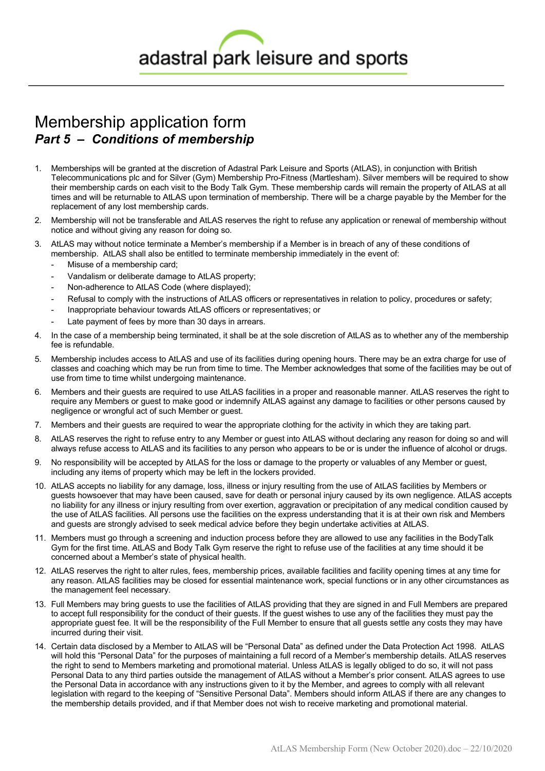adastral park leisure and sports

# Membership application form

## *Part 5 – Conditions of membership*

1. Memberships will be granted at the discretion of Adastral Park Leisure and Sports (AtLAS), in conjunction with British Telecommunications plc and for Silver (Gym) Membership Pro-Fitness (Martlesham). Silver members will be required to show their membership cards on each visit to the Body Talk Gym. These membership cards will remain the property of AtLAS at all times and will be returnable to AtLAS upon termination of membership. There will be a charge payable by the Member for the replacement of any lost membership cards.
2. Membership will not be transferable and AtLAS reserves the right to refuse any application or renewal of membership without notice and without giving any reason for doing so.
3. AtLAS may without notice terminate a Member's membership if a Member is in breach of any of these conditions of membership. AtLAS shall also be entitled to terminate membership immediately in the event of:
   - Misuse of a membership card;
   - Vandalism or deliberate damage to AtLAS property;
   - Non-adherence to AtLAS Code (where displayed);
   - Refusal to comply with the instructions of AtLAS officers or representatives in relation to policy, procedures or safety;
   - Inappropriate behaviour towards AtLAS officers or representatives; or
   - Late payment of fees by more than 30 days in arrears.
4. In the case of a membership being terminated, it shall be at the sole discretion of AtLAS as to whether any of the membership fee is refundable.
5. Membership includes access to AtLAS and use of its facilities during opening hours. There may be an extra charge for use of classes and coaching which may be run from time to time. The Member acknowledges that some of the facilities may be out of use from time to time whilst undergoing maintenance.
6. Members and their guests are required to use AtLAS facilities in a proper and reasonable manner. AtLAS reserves the right to require any Members or guest to make good or indemnify AtLAS against any damage to facilities or other persons caused by negligence or wrongful act of such Member or guest.
7. Members and their guests are required to wear the appropriate clothing for the activity in which they are taking part.
8. AtLAS reserves the right to refuse entry to any Member or guest into AtLAS without declaring any reason for doing so and will always refuse access to AtLAS and its facilities to any person who appears to be or is under the influence of alcohol or drugs.
9. No responsibility will be accepted by AtLAS for the loss or damage to the property or valuables of any Member or guest, including any items of property which may be left in the lockers provided.
10. AtLAS accepts no liability for any damage, loss, illness or injury resulting from the use of AtLAS facilities by Members or guests howsoever that may have been caused, save for death or personal injury caused by its own negligence. AtLAS accepts no liability for any illness or injury resulting from over exertion, aggravation or precipitation of any medical condition caused by the use of AtLAS facilities. All persons use the facilities on the express understanding that it is at their own risk and Members and guests are strongly advised to seek medical advice before they begin undertake activities at AtLAS.
11. Members must go through a screening and induction process before they are allowed to use any facilities in the BodyTalk Gym for the first time. AtLAS and Body Talk Gym reserve the right to refuse use of the facilities at any time should it be concerned about a Member's state of physical health.
12. AtLAS reserves the right to alter rules, fees, membership prices, available facilities and facility opening times at any time for any reason. AtLAS facilities may be closed for essential maintenance work, special functions or in any other circumstances as the management feel necessary.
13. Full Members may bring guests to use the facilities of AtLAS providing that they are signed in and Full Members are prepared to accept full responsibility for the conduct of their guests. If the guest wishes to use any of the facilities they must pay the appropriate guest fee. It will be the responsibility of the Full Member to ensure that all guests settle any costs they may have incurred during their visit.
14. Certain data disclosed by a Member to AtLAS will be "Personal Data" as defined under the Data Protection Act 1998. AtLAS will hold this "Personal Data" for the purposes of maintaining a full record of a Member's membership details. AtLAS reserves the right to send to Members marketing and promotional material. Unless AtLAS is legally obliged to do so, it will not pass Personal Data to any third parties outside the management of AtLAS without a Member's prior consent. AtLAS agrees to use the Personal Data in accordance with any instructions given to it by the Member, and agrees to comply with all relevant legislation with regard to the keeping of "Sensitive Personal Data". Members should inform AtLAS if there are any changes to the membership details provided, and if that Member does not wish to receive marketing and promotional material.

AtLAS Membership Form (New October 2020).doc – 22/10/2020